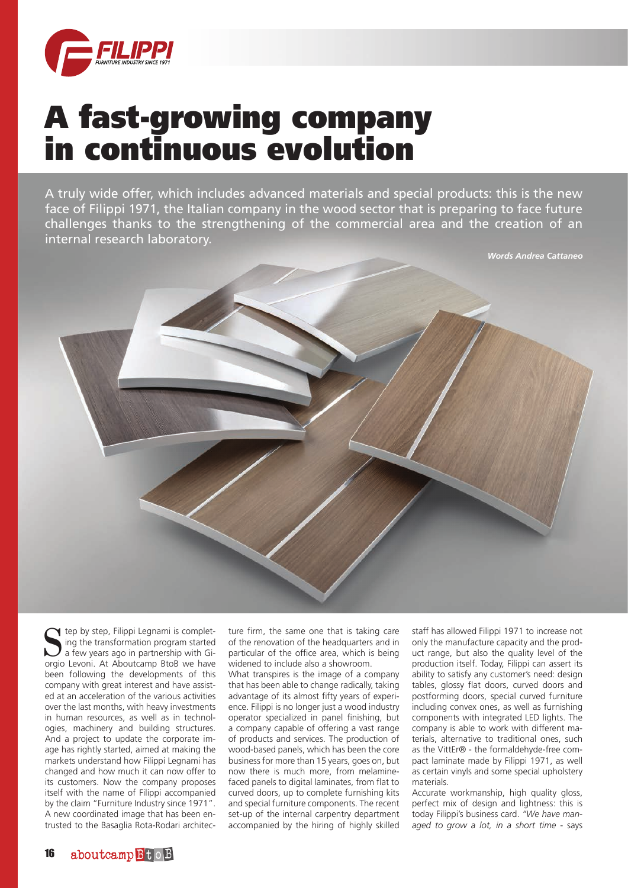# A fast-growing company in continuous evolution

A truly wide offer, which includes advanced materials and special products: this is the new face of Filippi 1971, the Italian company in the wood sector that is preparing to face future challenges thanks to the strengthening of the commercial area and the creation of an internal research laboratory.

***Words Andrea Cattaneo***

Step by step, Filippi Legnami is completing the transformation program started a few years ago in partnership with Giorgio Levoni. At Aboutcamp BtoB we have been following the developments of this company with great interest and have assisted at an acceleration of the various activities over the last months, with heavy investments in human resources, as well as in technologies, machinery and building structures. And a project to update the corporate image has rightly started, aimed at making the markets understand how Filippi Legnami has changed and how much it can now offer to its customers. Now the company proposes itself with the name of Filippi accompanied by the claim "Furniture Industry since 1971". A new coordinated image that has been entrusted to the Basaglia Rota-Rodari architecture firm, the same one that is taking care of the renovation of the headquarters and in particular of the office area, which is being widened to include also a showroom.

What transpires is the image of a company that has been able to change radically, taking advantage of its almost fifty years of experience. Filippi is no longer just a wood industry operator specialized in panel finishing, but a company capable of offering a vast range of products and services. The production of wood-based panels, which has been the core business for more than 15 years, goes on, but now there is much more, from melamine-faced panels to digital laminates, from flat to curved doors, up to complete furnishing kits and special furniture components. The recent set-up of the internal carpentry department accompanied by the hiring of highly skilled staff has allowed Filippi 1971 to increase not only the manufacture capacity and the product range, but also the quality level of the production itself. Today, Filippi can assert its ability to satisfy any customer's need: design tables, glossy flat doors, curved doors and postforming doors, special curved furniture including convex ones, as well as furnishing components with integrated LED lights. The company is able to work with different materials, alternative to traditional ones, such as the VittEr® - the formaldehyde-free compact laminate made by Filippi 1971, as well as certain vinyls and some special upholstery materials.

Accurate workmanship, high quality gloss, perfect mix of design and lightness: this is today Filippi's business card. *"We have managed to grow a lot, in a short time* - says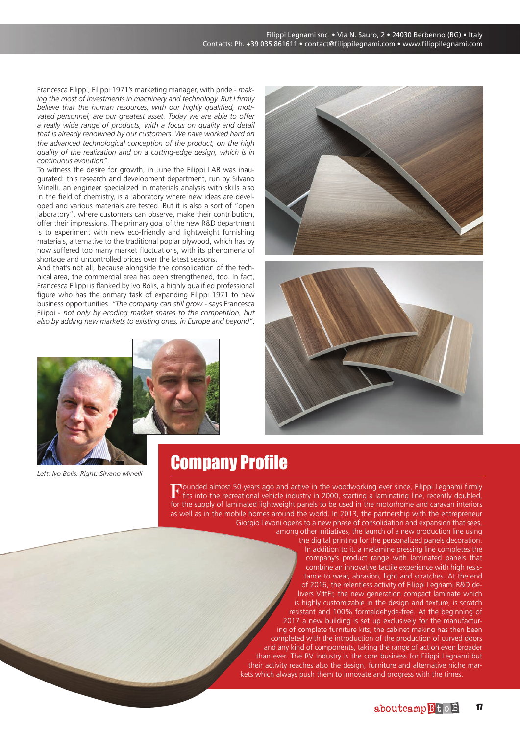Francesca Filippi, Filippi 1971's marketing manager, with pride - *making the most of investments in machinery and technology. But I firmly believe that the human resources, with our highly qualified, motivated personnel, are our greatest asset. Today we are able to offer a really wide range of products, with a focus on quality and detail that is already renowned by our customers. We have worked hard on the advanced technological conception of the product, on the high quality of the realization and on a cutting-edge design, which is in continuous evolution"*.

To witness the desire for growth, in June the Filippi LAB was inaugurated: this research and development department, run by Silvano Minelli, an engineer specialized in materials analysis with skills also in the field of chemistry, is a laboratory where new ideas are developed and various materials are tested. But it is also a sort of "open laboratory", where customers can observe, make their contribution, offer their impressions. The primary goal of the new R&D department is to experiment with new eco-friendly and lightweight furnishing materials, alternative to the traditional poplar plywood, which has by now suffered too many market fluctuations, with its phenomena of shortage and uncontrolled prices over the latest seasons.

And that's not all, because alongside the consolidation of the technical area, the commercial area has been strengthened, too. In fact, Francesca Filippi is flanked by Ivo Bolis, a highly qualified professional figure who has the primary task of expanding Filippi 1971 to new business opportunities. *"The company can still grow* - says Francesca Filippi - *not only by eroding market shares to the competition, but also by adding new markets to existing ones, in Europe and beyond"*.

*Left: Ivo Bolis. Right: Silvano Minelli*

## Company Profile

Founded almost 50 years ago and active in the woodworking ever since, Filippi Legnami firmly fits into the recreational vehicle industry in 2000, starting a laminating line, recently doubled, for the supply of laminated lightweight panels to be used in the motorhome and caravan interiors as well as in the mobile homes around the world. In 2013, the partnership with the entrepreneur Giorgio Levoni opens to a new phase of consolidation and expansion that sees, among other initiatives, the launch of a new production line using the digital printing for the personalized panels decoration. In addition to it, a melamine pressing line completes the company's product range with laminated panels that combine an innovative tactile experience with high resistance to wear, abrasion, light and scratches. At the end of 2016, the relentless activity of Filippi Legnami R&D delivers VittEr, the new generation compact laminate which is highly customizable in the design and texture, is scratch resistant and 100% formaldehyde-free. At the beginning of 2017 a new building is set up exclusively for the manufacturing of complete furniture kits; the cabinet making has then been completed with the introduction of the production of curved doors and any kind of components, taking the range of action even broader than ever. The RV industry is the core business for Filippi Legnami but their activity reaches also the design, furniture and alternative niche markets which always push them to innovate and progress with the times.